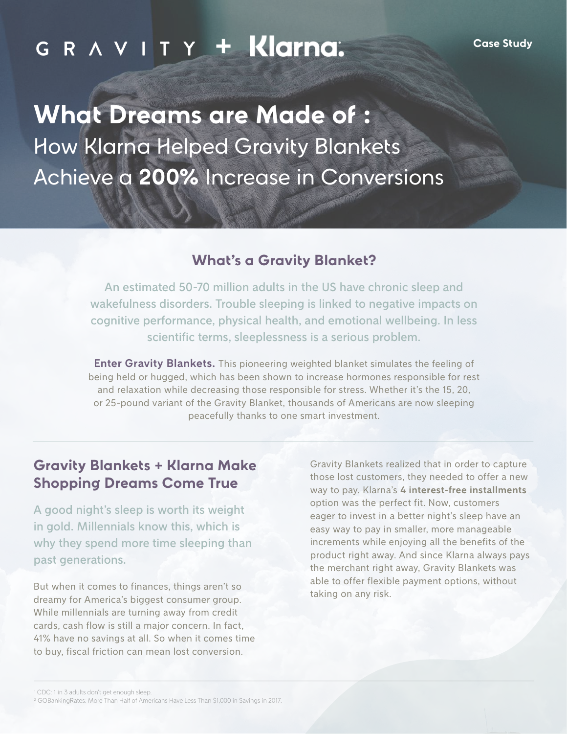GRAVITY + Klarna.

Case Study

# What Dreams are Made of : How Klarna Helped Gravity Blankets Achieve a **200%** Increase in Conversions

## What's a Gravity Blanket?

An estimated 50-70 million adults in the US have chronic sleep and wakefulness disorders. Trouble sleeping is linked to negative impacts on cognitive performance, physical health, and emotional wellbeing. In less scientific terms, sleeplessness is a serious problem.

**Enter Gravity Blankets.** This pioneering weighted blanket simulates the feeling of being held or hugged, which has been shown to increase hormones responsible for rest and relaxation while decreasing those responsible for stress. Whether it's the 15, 20, or 25-pound variant of the Gravity Blanket, thousands of Americans are now sleeping peacefully thanks to one smart investment.

## Gravity Blankets + Klarna Make Shopping Dreams Come True

A good night's sleep is worth its weight in gold. Millennials know this, which is why they spend more time sleeping than past generations.

But when it comes to finances, things aren't so dreamy for America's biggest consumer group. While millennials are turning away from credit cards, cash flow is still a major concern. In fact, 41% have no savings at all. So when it comes time to buy, fiscal friction can mean lost conversion.

Gravity Blankets realized that in order to capture those lost customers, they needed to offer a new way to pay. Klarna's **4 interest-free installments** option was the perfect fit. Now, customers eager to invest in a better night's sleep have an easy way to pay in smaller, more manageable increments while enjoying all the benefits of the product right away. And since Klarna always pays the merchant right away, Gravity Blankets was able to offer flexible payment options, without taking on any risk.

[1] CDC: 1 in 3 adults don't get enough sleep.
[2] GOBankingRates: More Than Half of Americans Have Less Than $1,000 in Savings in 2017.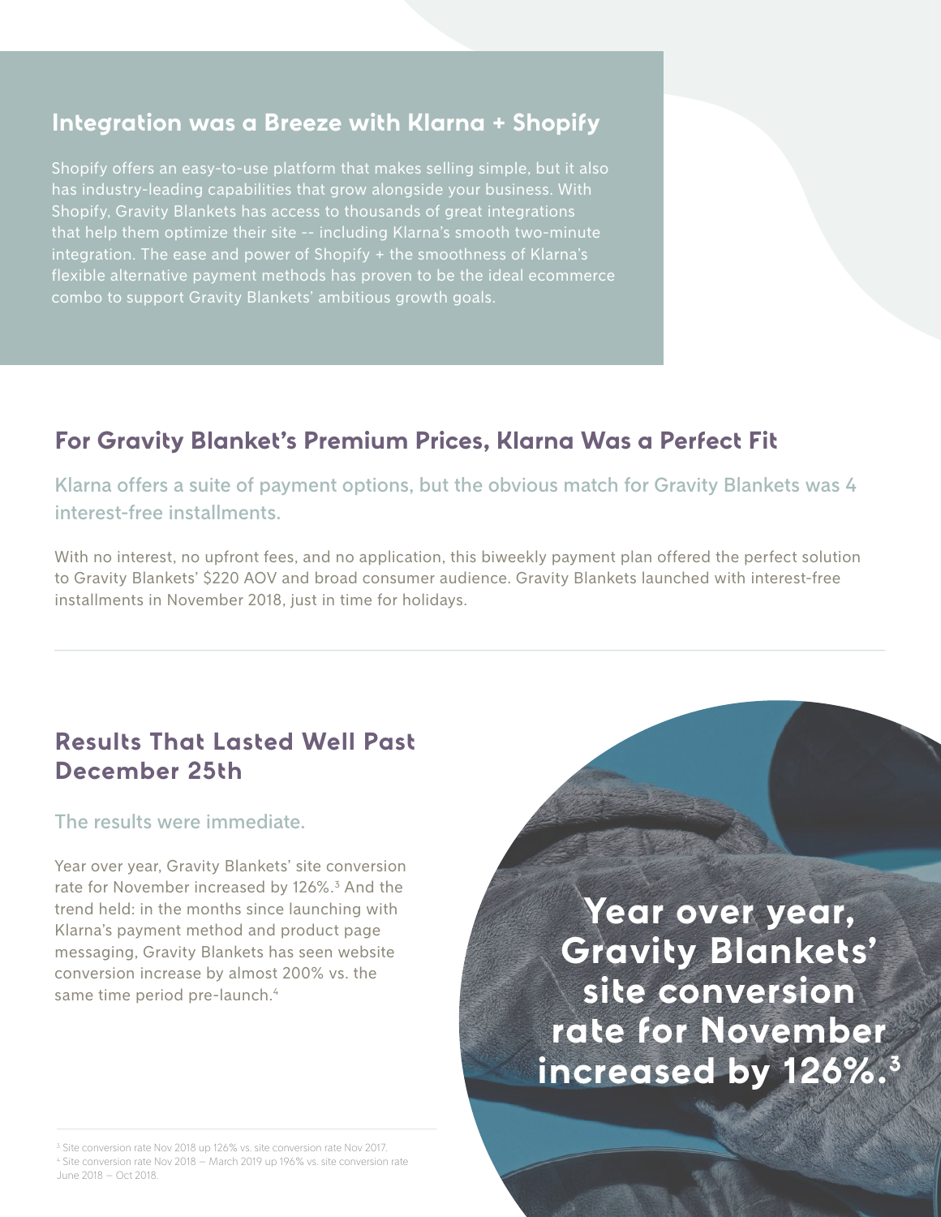## Integration was a Breeze with Klarna + Shopify

Shopify offers an easy-to-use platform that makes selling simple, but it also has industry-leading capabilities that grow alongside your business. With Shopify, Gravity Blankets has access to thousands of great integrations that help them optimize their site -- including Klarna's smooth two-minute integration. The ease and power of Shopify + the smoothness of Klarna's flexible alternative payment methods has proven to be the ideal ecommerce combo to support Gravity Blankets' ambitious growth goals.

## For Gravity Blanket's Premium Prices, Klarna Was a Perfect Fit

Klarna offers a suite of payment options, but the obvious match for Gravity Blankets was 4 interest-free installments.

With no interest, no upfront fees, and no application, this biweekly payment plan offered the perfect solution to Gravity Blankets' $220 AOV and broad consumer audience. Gravity Blankets launched with interest-free installments in November 2018, just in time for holidays.

---

## Results That Lasted Well Past December 25th

The results were immediate.

Year over year, Gravity Blankets' site conversion rate for November increased by 126%.[3] And the trend held: in the months since launching with Klarna's payment method and product page messaging, Gravity Blankets has seen website conversion increase by almost 200% vs. the same time period pre-launch.[4]

**Year over year, Gravity Blankets' site conversion rate for November increased by 126%.[3]**

---

[3] Site conversion rate Nov 2018 up 126% vs. site conversion rate Nov 2017.
[4] Site conversion rate Nov 2018 – March 2019 up 196% vs. site conversion rate June 2018 – Oct 2018.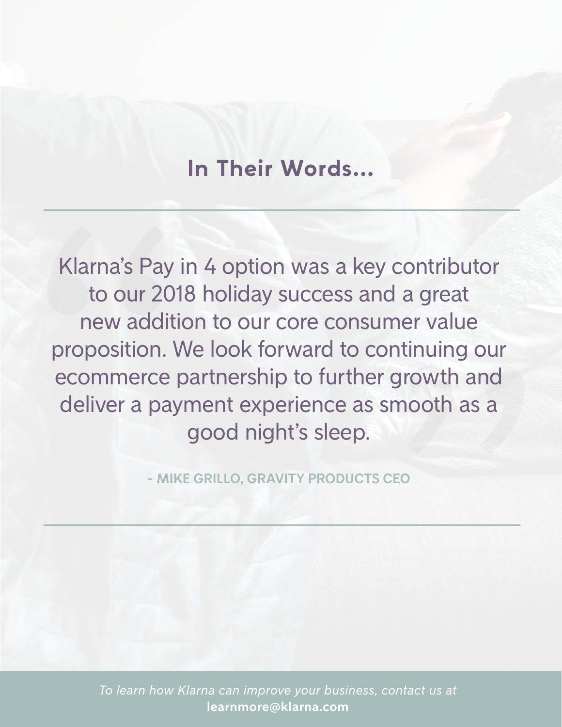## In Their Words...

---

Klarna's Pay in 4 option was a key contributor to our 2018 holiday success and a great new addition to our core consumer value proposition. We look forward to continuing our ecommerce partnership to further growth and deliver a payment experience as smooth as a good night's sleep.

- MIKE GRILLO, GRAVITY PRODUCTS CEO

---

*To learn how Klarna can improve your business, contact us at* **learnmore@klarna.com**